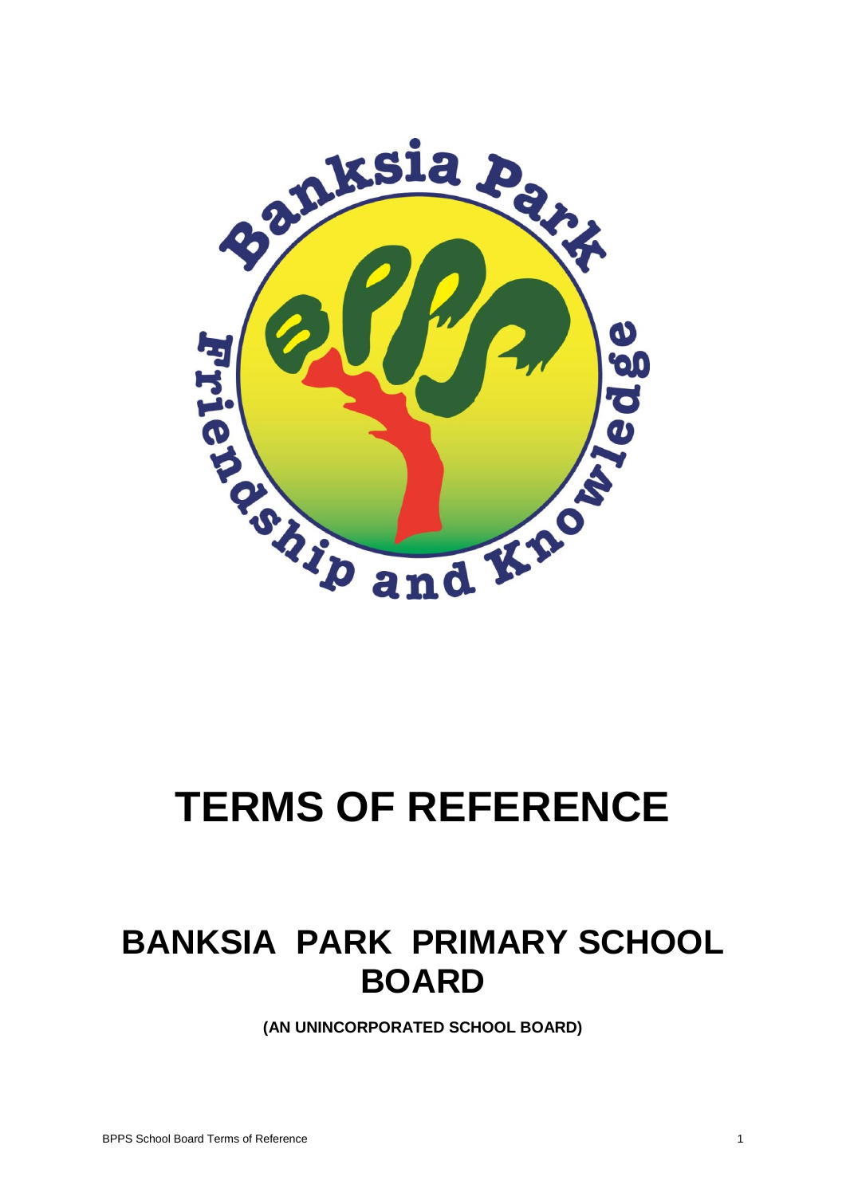# TERMS OF REFERENCE

## BANKSIA PARK PRIMARY SCHOOL BOARD

**(AN UNINCORPORATED SCHOOL BOARD)**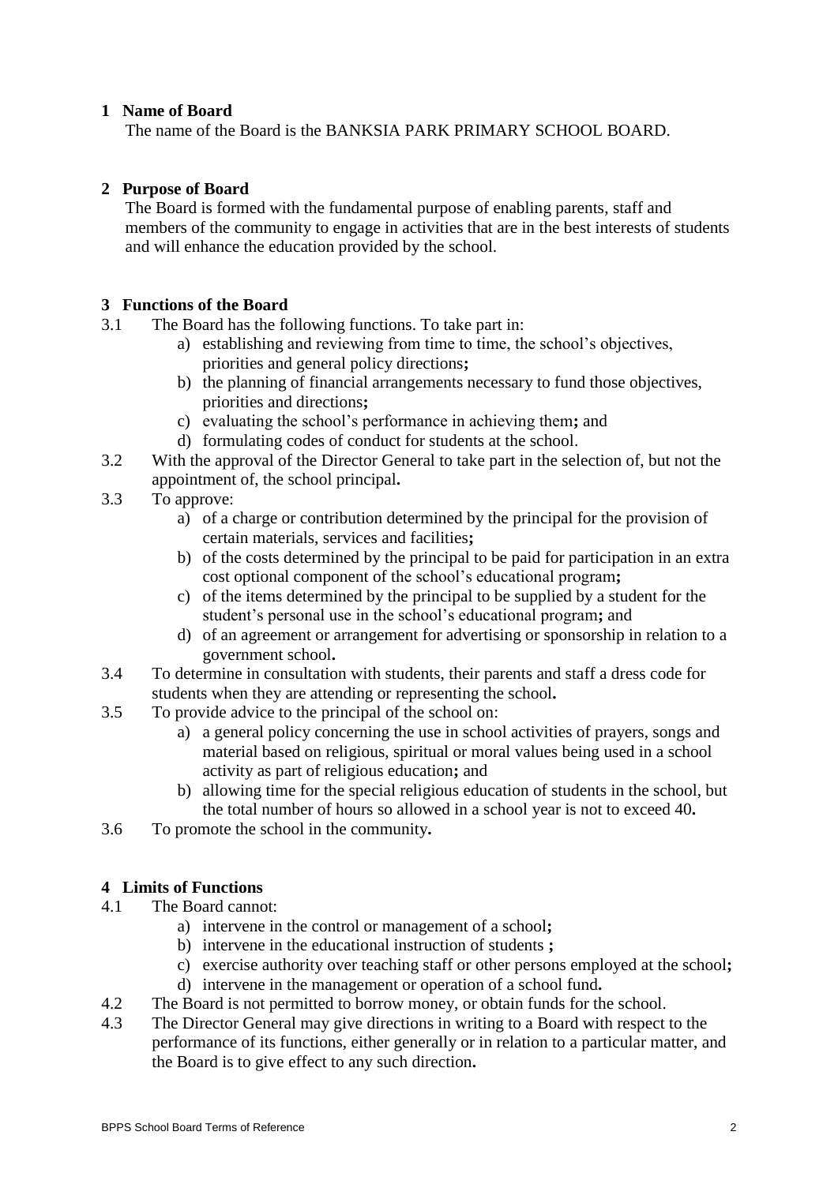## 1 Name of Board

The name of the Board is the BANKSIA PARK PRIMARY SCHOOL BOARD.

## 2 Purpose of Board

The Board is formed with the fundamental purpose of enabling parents, staff and members of the community to engage in activities that are in the best interests of students and will enhance the education provided by the school.

## 3 Functions of the Board

3.1 The Board has the following functions. To take part in:

- a) establishing and reviewing from time to time, the school's objectives, priorities and general policy directions**;**
- b) the planning of financial arrangements necessary to fund those objectives, priorities and directions**;**
- c) evaluating the school's performance in achieving them**;** and
- d) formulating codes of conduct for students at the school.

3.2 With the approval of the Director General to take part in the selection of, but not the appointment of, the school principal**.**

3.3 To approve:

- a) of a charge or contribution determined by the principal for the provision of certain materials, services and facilities**;**
- b) of the costs determined by the principal to be paid for participation in an extra cost optional component of the school's educational program**;**
- c) of the items determined by the principal to be supplied by a student for the student's personal use in the school's educational program**;** and
- d) of an agreement or arrangement for advertising or sponsorship in relation to a government school**.**

3.4 To determine in consultation with students, their parents and staff a dress code for students when they are attending or representing the school**.**

3.5 To provide advice to the principal of the school on:

- a) a general policy concerning the use in school activities of prayers, songs and material based on religious, spiritual or moral values being used in a school activity as part of religious education**;** and
- b) allowing time for the special religious education of students in the school, but the total number of hours so allowed in a school year is not to exceed 40**.**

3.6 To promote the school in the community**.**

## 4 Limits of Functions

4.1 The Board cannot:

- a) intervene in the control or management of a school**;**
- b) intervene in the educational instruction of students **;**
- c) exercise authority over teaching staff or other persons employed at the school**;**
- d) intervene in the management or operation of a school fund**.**

4.2 The Board is not permitted to borrow money, or obtain funds for the school.

4.3 The Director General may give directions in writing to a Board with respect to the performance of its functions, either generally or in relation to a particular matter, and the Board is to give effect to any such direction**.**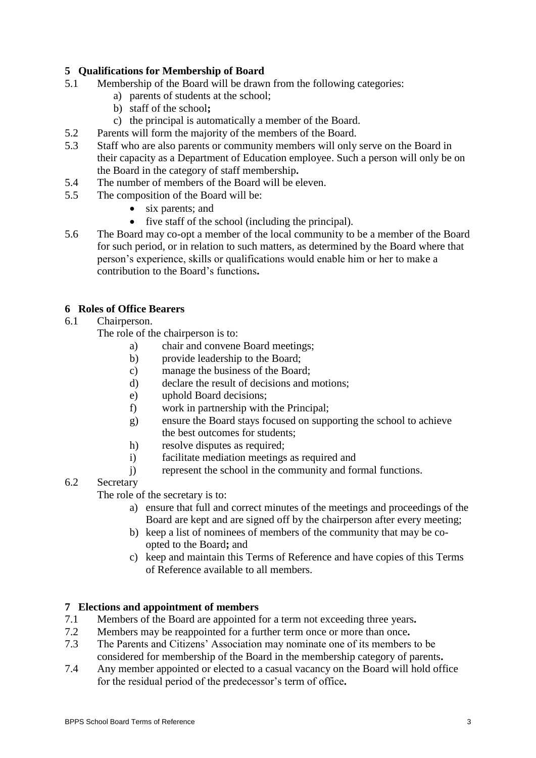## 5 Qualifications for Membership of Board

5.1 Membership of the Board will be drawn from the following categories:

- a) parents of students at the school;
- b) staff of the school**;**
- c) the principal is automatically a member of the Board.

5.2 Parents will form the majority of the members of the Board.

5.3 Staff who are also parents or community members will only serve on the Board in their capacity as a Department of Education employee. Such a person will only be on the Board in the category of staff membership**.**

5.4 The number of members of the Board will be eleven.

5.5 The composition of the Board will be:

- six parents; and
- five staff of the school (including the principal).

5.6 The Board may co-opt a member of the local community to be a member of the Board for such period, or in relation to such matters, as determined by the Board where that person's experience, skills or qualifications would enable him or her to make a contribution to the Board's functions**.**

## 6 Roles of Office Bearers

6.1 Chairperson.

The role of the chairperson is to:

- a) chair and convene Board meetings;
- b) provide leadership to the Board;
- c) manage the business of the Board;
- d) declare the result of decisions and motions;
- e) uphold Board decisions;
- f) work in partnership with the Principal;
- g) ensure the Board stays focused on supporting the school to achieve the best outcomes for students;
- h) resolve disputes as required;
- i) facilitate mediation meetings as required and
- j) represent the school in the community and formal functions.

6.2 Secretary

The role of the secretary is to:

- a) ensure that full and correct minutes of the meetings and proceedings of the Board are kept and are signed off by the chairperson after every meeting;
- b) keep a list of nominees of members of the community that may be co-opted to the Board**;** and
- c) keep and maintain this Terms of Reference and have copies of this Terms of Reference available to all members.

## 7 Elections and appointment of members

7.1 Members of the Board are appointed for a term not exceeding three years**.**

7.2 Members may be reappointed for a further term once or more than once**.**

7.3 The Parents and Citizens' Association may nominate one of its members to be considered for membership of the Board in the membership category of parents**.**

7.4 Any member appointed or elected to a casual vacancy on the Board will hold office for the residual period of the predecessor's term of office**.**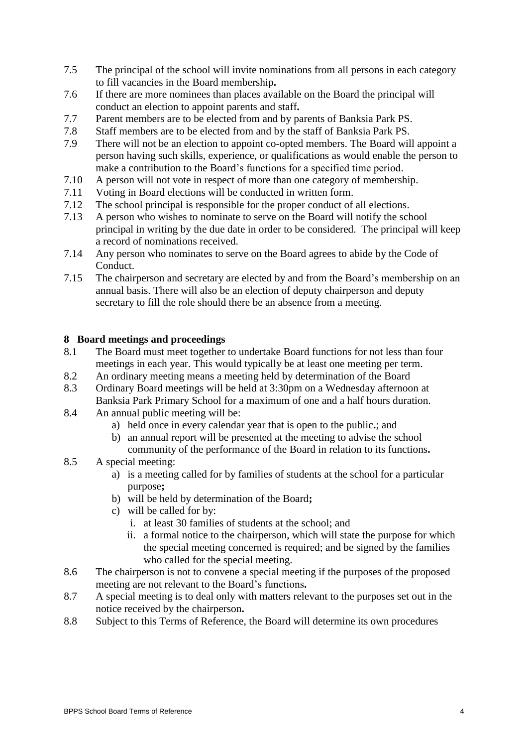7.5 The principal of the school will invite nominations from all persons in each category to fill vacancies in the Board membership**.**

7.6 If there are more nominees than places available on the Board the principal will conduct an election to appoint parents and staff**.**

7.7 Parent members are to be elected from and by parents of Banksia Park PS.

7.8 Staff members are to be elected from and by the staff of Banksia Park PS.

7.9 There will not be an election to appoint co-opted members. The Board will appoint a person having such skills, experience, or qualifications as would enable the person to make a contribution to the Board's functions for a specified time period.

7.10 A person will not vote in respect of more than one category of membership.

7.11 Voting in Board elections will be conducted in written form.

7.12 The school principal is responsible for the proper conduct of all elections.

7.13 A person who wishes to nominate to serve on the Board will notify the school principal in writing by the due date in order to be considered. The principal will keep a record of nominations received.

7.14 Any person who nominates to serve on the Board agrees to abide by the Code of Conduct.

7.15 The chairperson and secretary are elected by and from the Board's membership on an annual basis. There will also be an election of deputy chairperson and deputy secretary to fill the role should there be an absence from a meeting.

## 8 Board meetings and proceedings

8.1 The Board must meet together to undertake Board functions for not less than four meetings in each year. This would typically be at least one meeting per term.

8.2 An ordinary meeting means a meeting held by determination of the Board

8.3 Ordinary Board meetings will be held at 3:30pm on a Wednesday afternoon at Banksia Park Primary School for a maximum of one and a half hours duration.

8.4 An annual public meeting will be:

a) held once in every calendar year that is open to the public**.**; and
b) an annual report will be presented at the meeting to advise the school community of the performance of the Board in relation to its functions**.**

8.5 A special meeting:

a) is a meeting called for by families of students at the school for a particular purpose**;**
b) will be held by determination of the Board**;**
c) will be called for by:
   i. at least 30 families of students at the school; and
   ii. a formal notice to the chairperson, which will state the purpose for which the special meeting concerned is required; and be signed by the families who called for the special meeting.

8.6 The chairperson is not to convene a special meeting if the purposes of the proposed meeting are not relevant to the Board's functions**.**

8.7 A special meeting is to deal only with matters relevant to the purposes set out in the notice received by the chairperson**.**

8.8 Subject to this Terms of Reference, the Board will determine its own procedures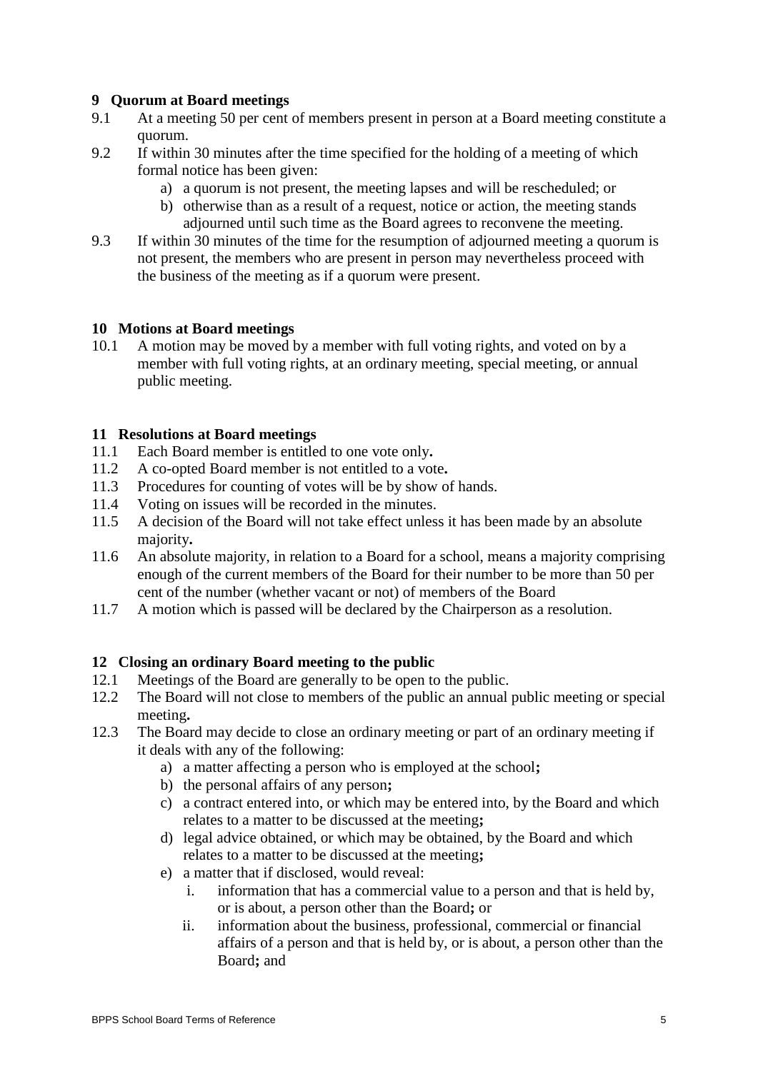## 9 Quorum at Board meetings

9.1 At a meeting 50 per cent of members present in person at a Board meeting constitute a quorum.

9.2 If within 30 minutes after the time specified for the holding of a meeting of which formal notice has been given:

a) a quorum is not present, the meeting lapses and will be rescheduled; or
b) otherwise than as a result of a request, notice or action, the meeting stands adjourned until such time as the Board agrees to reconvene the meeting.

9.3 If within 30 minutes of the time for the resumption of adjourned meeting a quorum is not present, the members who are present in person may nevertheless proceed with the business of the meeting as if a quorum were present.

## 10 Motions at Board meetings

10.1 A motion may be moved by a member with full voting rights, and voted on by a member with full voting rights, at an ordinary meeting, special meeting, or annual public meeting.

## 11 Resolutions at Board meetings

11.1 Each Board member is entitled to one vote only**.**

11.2 A co-opted Board member is not entitled to a vote**.**

11.3 Procedures for counting of votes will be by show of hands.

11.4 Voting on issues will be recorded in the minutes.

11.5 A decision of the Board will not take effect unless it has been made by an absolute majority**.**

11.6 An absolute majority, in relation to a Board for a school, means a majority comprising enough of the current members of the Board for their number to be more than 50 per cent of the number (whether vacant or not) of members of the Board

11.7 A motion which is passed will be declared by the Chairperson as a resolution.

## 12 Closing an ordinary Board meeting to the public

12.1 Meetings of the Board are generally to be open to the public.

12.2 The Board will not close to members of the public an annual public meeting or special meeting**.**

12.3 The Board may decide to close an ordinary meeting or part of an ordinary meeting if it deals with any of the following:

a) a matter affecting a person who is employed at the school**;**
b) the personal affairs of any person**;**
c) a contract entered into, or which may be entered into, by the Board and which relates to a matter to be discussed at the meeting**;**
d) legal advice obtained, or which may be obtained, by the Board and which relates to a matter to be discussed at the meeting**;**
e) a matter that if disclosed, would reveal:
   i. information that has a commercial value to a person and that is held by, or is about, a person other than the Board**;** or
   ii. information about the business, professional, commercial or financial affairs of a person and that is held by, or is about, a person other than the Board**;** and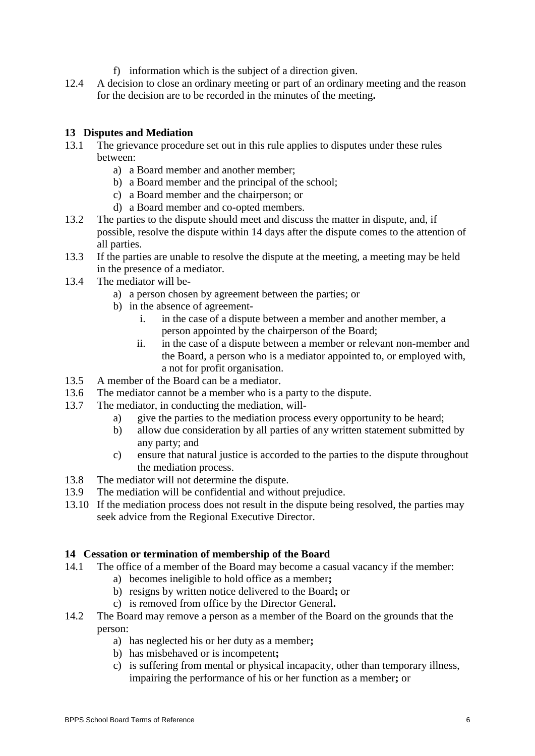f) information which is the subject of a direction given.

12.4 A decision to close an ordinary meeting or part of an ordinary meeting and the reason for the decision are to be recorded in the minutes of the meeting**.**

## 13 Disputes and Mediation

13.1 The grievance procedure set out in this rule applies to disputes under these rules between:

  a) a Board member and another member;
  b) a Board member and the principal of the school;
  c) a Board member and the chairperson; or
  d) a Board member and co-opted members.

13.2 The parties to the dispute should meet and discuss the matter in dispute, and, if possible, resolve the dispute within 14 days after the dispute comes to the attention of all parties.

13.3 If the parties are unable to resolve the dispute at the meeting, a meeting may be held in the presence of a mediator.

13.4 The mediator will be-

  a) a person chosen by agreement between the parties; or
  b) in the absence of agreement-
    i. in the case of a dispute between a member and another member, a person appointed by the chairperson of the Board;
    ii. in the case of a dispute between a member or relevant non-member and the Board, a person who is a mediator appointed to, or employed with, a not for profit organisation.

13.5 A member of the Board can be a mediator.

13.6 The mediator cannot be a member who is a party to the dispute.

13.7 The mediator, in conducting the mediation, will-

  a) give the parties to the mediation process every opportunity to be heard;
  b) allow due consideration by all parties of any written statement submitted by any party; and
  c) ensure that natural justice is accorded to the parties to the dispute throughout the mediation process.

13.8 The mediator will not determine the dispute.

13.9 The mediation will be confidential and without prejudice.

13.10 If the mediation process does not result in the dispute being resolved, the parties may seek advice from the Regional Executive Director.

## 14 Cessation or termination of membership of the Board

14.1 The office of a member of the Board may become a casual vacancy if the member:

  a) becomes ineligible to hold office as a member**;**
  b) resigns by written notice delivered to the Board**;** or
  c) is removed from office by the Director General**.**

14.2 The Board may remove a person as a member of the Board on the grounds that the person:

  a) has neglected his or her duty as a member**;**
  b) has misbehaved or is incompetent**;**
  c) is suffering from mental or physical incapacity, other than temporary illness, impairing the performance of his or her function as a member**;** or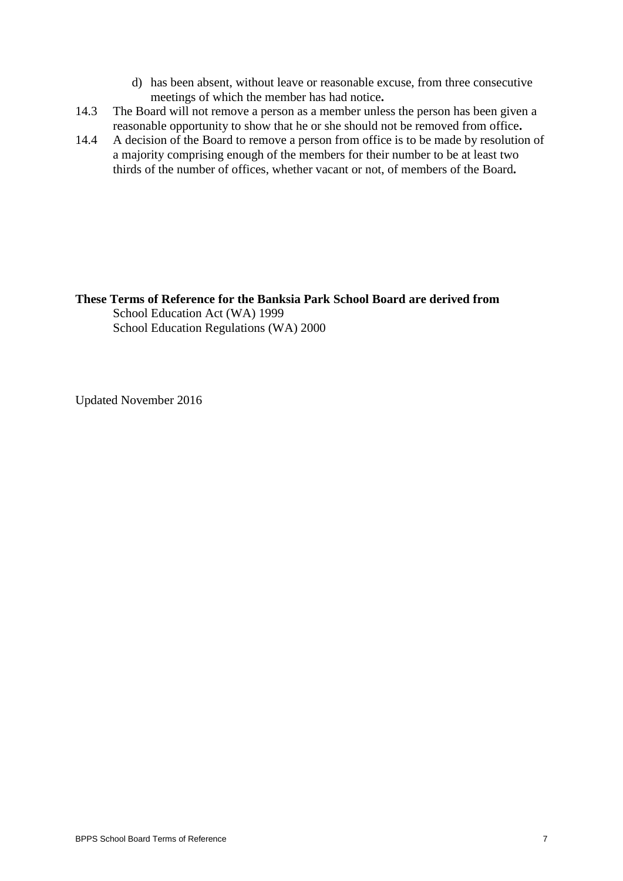d) has been absent, without leave or reasonable excuse, from three consecutive meetings of which the member has had notice**.**

14.3 The Board will not remove a person as a member unless the person has been given a reasonable opportunity to show that he or she should not be removed from office**.**

14.4 A decision of the Board to remove a person from office is to be made by resolution of a majority comprising enough of the members for their number to be at least two thirds of the number of offices, whether vacant or not, of members of the Board**.**

**These Terms of Reference for the Banksia Park School Board are derived from**

School Education Act (WA) 1999
School Education Regulations (WA) 2000

Updated November 2016